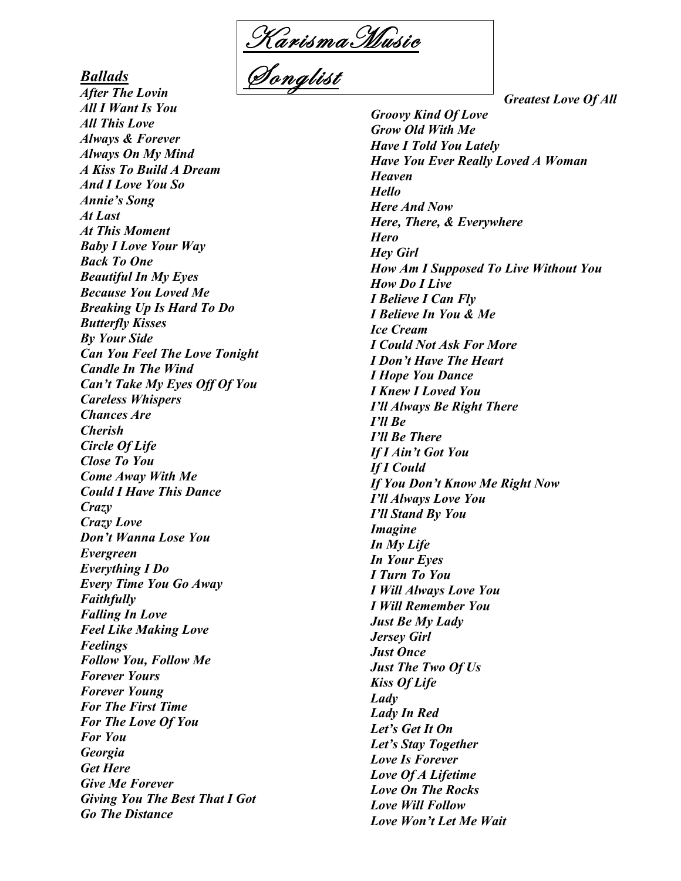# Karisma Music Songlist

## *Ballads*

***After The Lovin***
***All I Want Is You***
***All This Love***
***Always & Forever***
***Always On My Mind***
***A Kiss To Build A Dream***
***And I Love You So***
***Annie's Song***
***At Last***
***At This Moment***
***Baby I Love Your Way***
***Back To One***
***Beautiful In My Eyes***
***Because You Loved Me***
***Breaking Up Is Hard To Do***
***Butterfly Kisses***
***By Your Side***
***Can You Feel The Love Tonight***
***Candle In The Wind***
***Can't Take My Eyes Off Of You***
***Careless Whispers***
***Chances Are***
***Cherish***
***Circle Of Life***
***Close To You***
***Come Away With Me***
***Could I Have This Dance***
***Crazy***
***Crazy Love***
***Don't Wanna Lose You***
***Evergreen***
***Everything I Do***
***Every Time You Go Away***
***Faithfully***
***Falling In Love***
***Feel Like Making Love***
***Feelings***
***Follow You, Follow Me***
***Forever Yours***
***Forever Young***
***For The First Time***
***For The Love Of You***
***For You***
***Georgia***
***Get Here***
***Give Me Forever***
***Giving You The Best That I Got***
***Go The Distance***
***Greatest Love Of All***
***Groovy Kind Of Love***
***Grow Old With Me***
***Have I Told You Lately***
***Have You Ever Really Loved A Woman***
***Heaven***
***Hello***
***Here And Now***
***Here, There, & Everywhere***
***Hero***
***Hey Girl***
***How Am I Supposed To Live Without You***
***How Do I Live***
***I Believe I Can Fly***
***I Believe In You & Me***
***Ice Cream***
***I Could Not Ask For More***
***I Don't Have The Heart***
***I Hope You Dance***
***I Knew I Loved You***
***I'll Always Be Right There***
***I'll Be***
***I'll Be There***
***If I Ain't Got You***
***If I Could***
***If You Don't Know Me Right Now***
***I'll Always Love You***
***I'll Stand By You***
***Imagine***
***In My Life***
***In Your Eyes***
***I Turn To You***
***I Will Always Love You***
***I Will Remember You***
***Just Be My Lady***
***Jersey Girl***
***Just Once***
***Just The Two Of Us***
***Kiss Of Life***
***Lady***
***Lady In Red***
***Let's Get It On***
***Let's Stay Together***
***Love Is Forever***
***Love Of A Lifetime***
***Love On The Rocks***
***Love Will Follow***
***Love Won't Let Me Wait***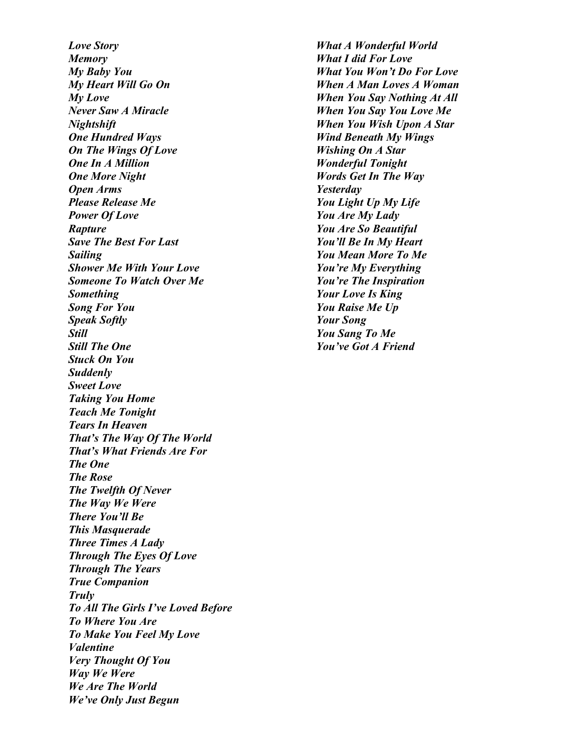*Love Story*
*Memory*
*My Baby You*
*My Heart Will Go On*
*My Love*
*Never Saw A Miracle*
*Nightshift*
*One Hundred Ways*
*On The Wings Of Love*
*One In A Million*
*One More Night*
*Open Arms*
*Please Release Me*
*Power Of Love*
*Rapture*
*Save The Best For Last*
*Sailing*
*Shower Me With Your Love*
*Someone To Watch Over Me*
*Something*
*Song For You*
*Speak Softly*
*Still*
*Still The One*
*Stuck On You*
*Suddenly*
*Sweet Love*
*Taking You Home*
*Teach Me Tonight*
*Tears In Heaven*
*That's The Way Of The World*
*That's What Friends Are For*
*The One*
*The Rose*
*The Twelfth Of Never*
*The Way We Were*
*There You'll Be*
*This Masquerade*
*Three Times A Lady*
*Through The Eyes Of Love*
*Through The Years*
*True Companion*
*Truly*
*To All The Girls I've Loved Before*
*To Where You Are*
*To Make You Feel My Love*
*Valentine*
*Very Thought Of You*
*Way We Were*
*We Are The World*
*We've Only Just Begun*
*What A Wonderful World*
*What I did For Love*
*What You Won't Do For Love*
*When A Man Loves A Woman*
*When You Say Nothing At All*
*When You Say You Love Me*
*When You Wish Upon A Star*
*Wind Beneath My Wings*
*Wishing On A Star*
*Wonderful Tonight*
*Words Get In The Way*
*Yesterday*
*You Light Up My Life*
*You Are My Lady*
*You Are So Beautiful*
*You'll Be In My Heart*
*You Mean More To Me*
*You're My Everything*
*You're The Inspiration*
*Your Love Is King*
*You Raise Me Up*
*Your Song*
*You Sang To Me*
*You've Got A Friend*